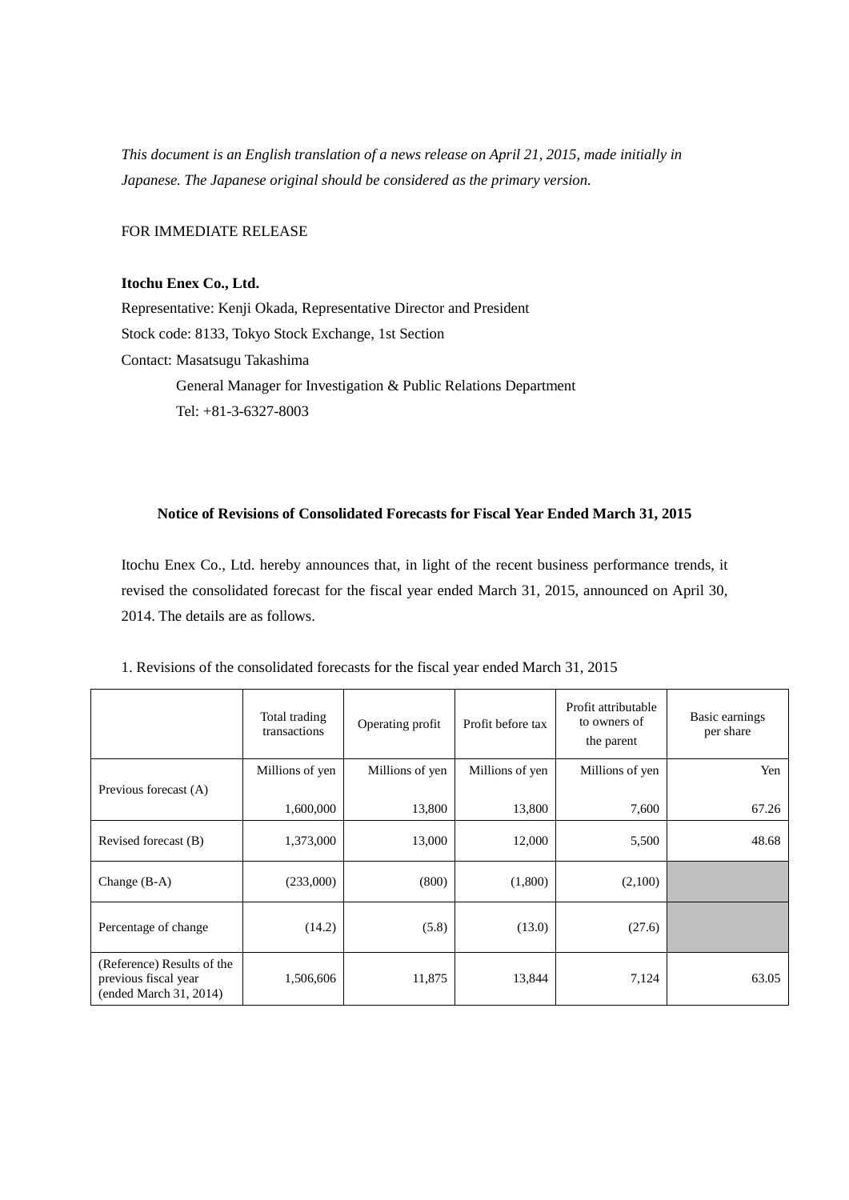*This document is an English translation of a news release on April 21, 2015, made initially in Japanese. The Japanese original should be considered as the primary version.*

FOR IMMEDIATE RELEASE

**Itochu Enex Co., Ltd.**
Representative: Kenji Okada, Representative Director and President
Stock code: 8133, Tokyo Stock Exchange, 1st Section
Contact: Masatsugu Takashima
General Manager for Investigation & Public Relations Department
Tel: +81-3-6327-8003

**Notice of Revisions of Consolidated Forecasts for Fiscal Year Ended March 31, 2015**

Itochu Enex Co., Ltd. hereby announces that, in light of the recent business performance trends, it revised the consolidated forecast for the fiscal year ended March 31, 2015, announced on April 30, 2014. The details are as follows.

1. Revisions of the consolidated forecasts for the fiscal year ended March 31, 2015

| | Total trading transactions | Operating profit | Profit before tax | Profit attributable to owners of the parent | Basic earnings per share |
|---|---|---|---|---|---|
| | Millions of yen | Millions of yen | Millions of yen | Millions of yen | Yen |
| Previous forecast (A) | 1,600,000 | 13,800 | 13,800 | 7,600 | 67.26 |
| Revised forecast (B) | 1,373,000 | 13,000 | 12,000 | 5,500 | 48.68 |
| Change (B-A) | (233,000) | (800) | (1,800) | (2,100) | |
| Percentage of change | (14.2) | (5.8) | (13.0) | (27.6) | |
| (Reference) Results of the previous fiscal year (ended March 31, 2014) | 1,506,606 | 11,875 | 13,844 | 7,124 | 63.05 |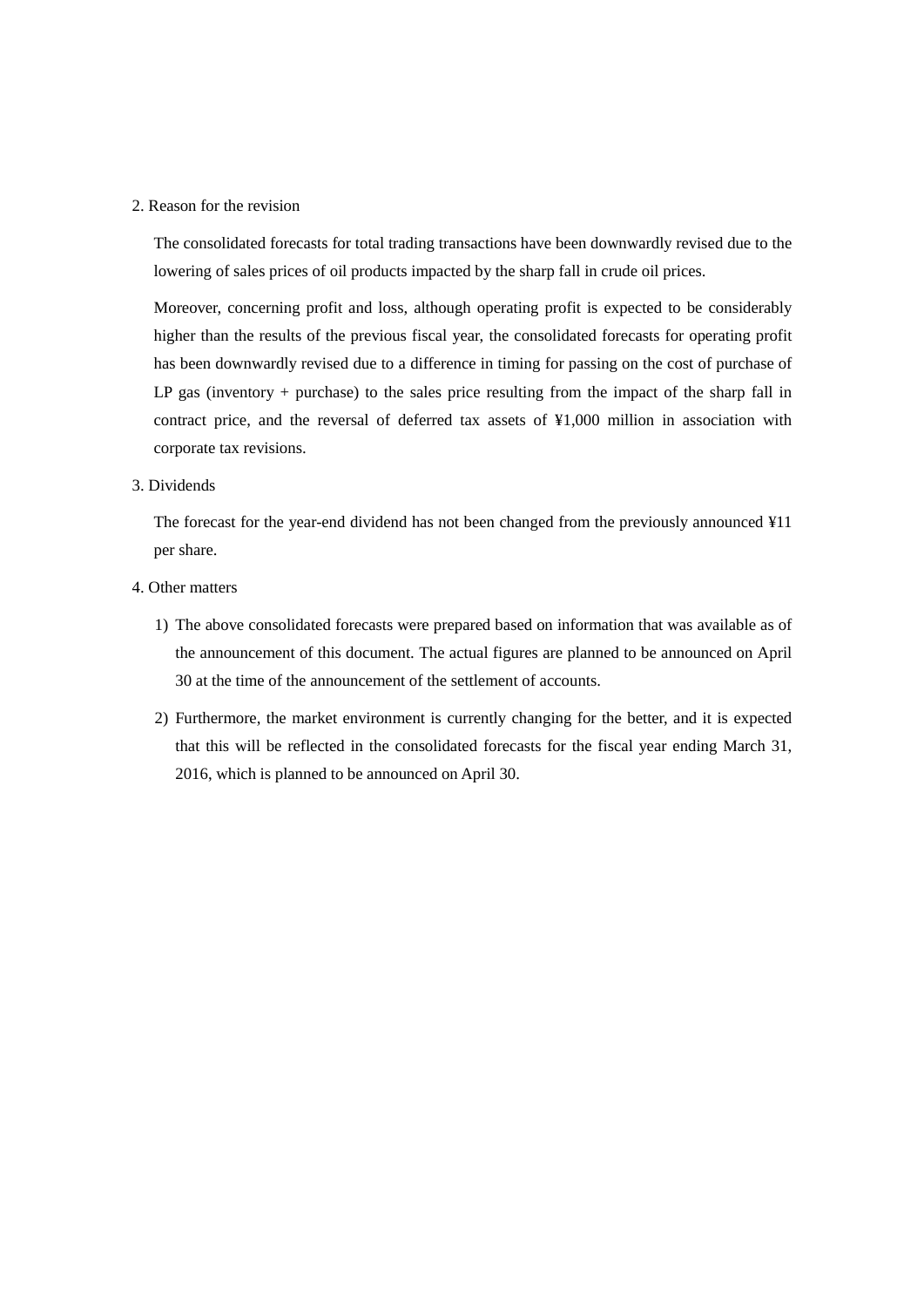2. Reason for the revision

The consolidated forecasts for total trading transactions have been downwardly revised due to the lowering of sales prices of oil products impacted by the sharp fall in crude oil prices.

Moreover, concerning profit and loss, although operating profit is expected to be considerably higher than the results of the previous fiscal year, the consolidated forecasts for operating profit has been downwardly revised due to a difference in timing for passing on the cost of purchase of LP gas (inventory + purchase) to the sales price resulting from the impact of the sharp fall in contract price, and the reversal of deferred tax assets of ¥1,000 million in association with corporate tax revisions.

3. Dividends

The forecast for the year-end dividend has not been changed from the previously announced ¥11 per share.

4. Other matters

1) The above consolidated forecasts were prepared based on information that was available as of the announcement of this document. The actual figures are planned to be announced on April 30 at the time of the announcement of the settlement of accounts.

2) Furthermore, the market environment is currently changing for the better, and it is expected that this will be reflected in the consolidated forecasts for the fiscal year ending March 31, 2016, which is planned to be announced on April 30.